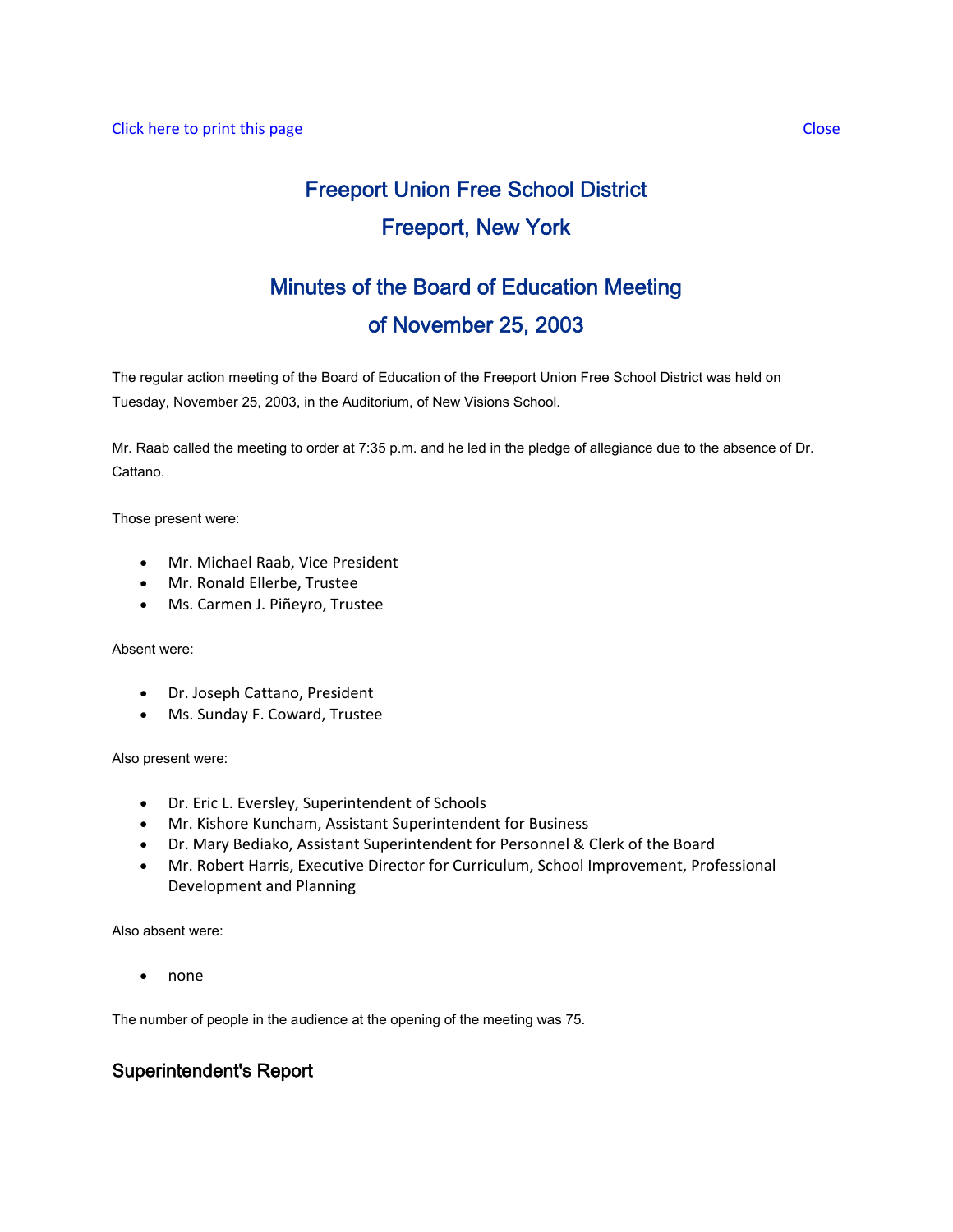Click here to print this page Close

# Freeport Union Free School District
# Freeport, New York

## Minutes of the Board of Education Meeting
## of November 25, 2003

The regular action meeting of the Board of Education of the Freeport Union Free School District was held on Tuesday, November 25, 2003, in the Auditorium, of New Visions School.

Mr. Raab called the meeting to order at 7:35 p.m. and he led in the pledge of allegiance due to the absence of Dr. Cattano.

Those present were:

- Mr. Michael Raab, Vice President
- Mr. Ronald Ellerbe, Trustee
- Ms. Carmen J. Piñeyro, Trustee

Absent were:

- Dr. Joseph Cattano, President
- Ms. Sunday F. Coward, Trustee

Also present were:

- Dr. Eric L. Eversley, Superintendent of Schools
- Mr. Kishore Kuncham, Assistant Superintendent for Business
- Dr. Mary Bediako, Assistant Superintendent for Personnel & Clerk of the Board
- Mr. Robert Harris, Executive Director for Curriculum, School Improvement, Professional Development and Planning

Also absent were:

- none

The number of people in the audience at the opening of the meeting was 75.

### Superintendent's Report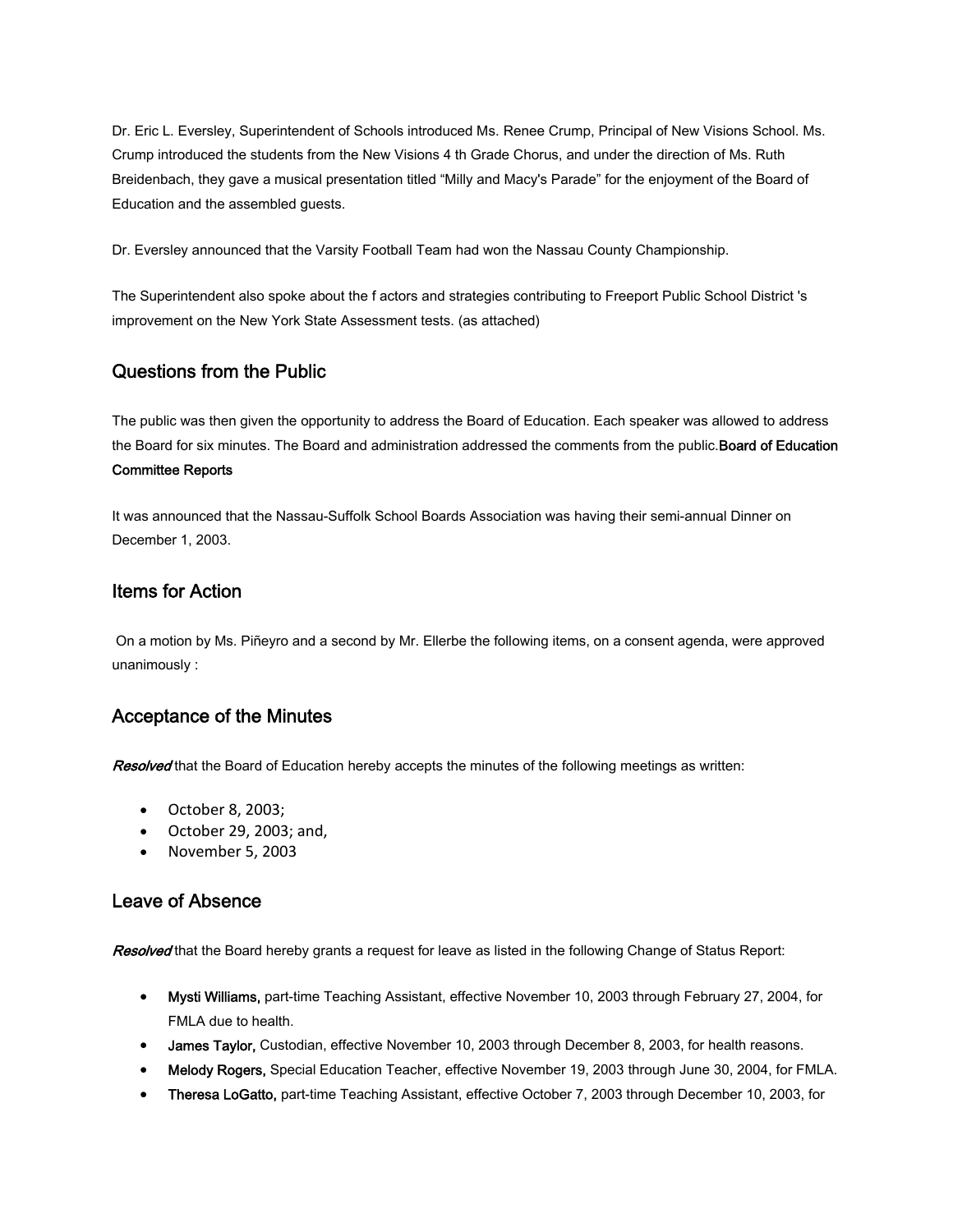Dr. Eric L. Eversley, Superintendent of Schools introduced Ms. Renee Crump, Principal of New Visions School. Ms. Crump introduced the students from the New Visions 4 th Grade Chorus, and under the direction of Ms. Ruth Breidenbach, they gave a musical presentation titled "Milly and Macy's Parade" for the enjoyment of the Board of Education and the assembled guests.

Dr. Eversley announced that the Varsity Football Team had won the Nassau County Championship.

The Superintendent also spoke about the f actors and strategies contributing to Freeport Public School District 's improvement on the New York State Assessment tests. (as attached)

## Questions from the Public

The public was then given the opportunity to address the Board of Education. Each speaker was allowed to address the Board for six minutes. The Board and administration addressed the comments from the public.**Board of Education Committee Reports**

It was announced that the Nassau-Suffolk School Boards Association was having their semi-annual Dinner on December 1, 2003.

## Items for Action

On a motion by Ms. Piñeyro and a second by Mr. Ellerbe the following items, on a consent agenda, were approved unanimously :

## Acceptance of the Minutes

***Resolved*** that the Board of Education hereby accepts the minutes of the following meetings as written:

- October 8, 2003;
- October 29, 2003; and,
- November 5, 2003

## Leave of Absence

***Resolved*** that the Board hereby grants a request for leave as listed in the following Change of Status Report:

- **Mysti Williams,** part-time Teaching Assistant, effective November 10, 2003 through February 27, 2004, for FMLA due to health.
- **James Taylor,** Custodian, effective November 10, 2003 through December 8, 2003, for health reasons.
- **Melody Rogers,** Special Education Teacher, effective November 19, 2003 through June 30, 2004, for FMLA.
- **Theresa LoGatto,** part-time Teaching Assistant, effective October 7, 2003 through December 10, 2003, for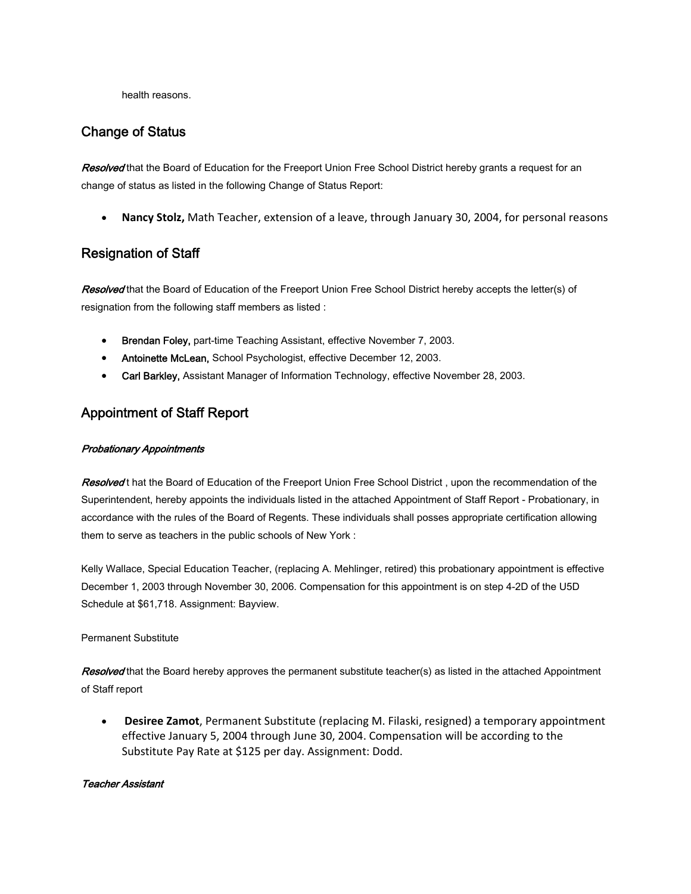health reasons.

## Change of Status

***Resolved*** that the Board of Education for the Freeport Union Free School District hereby grants a request for an change of status as listed in the following Change of Status Report:

- **Nancy Stolz,** Math Teacher, extension of a leave, through January 30, 2004, for personal reasons

## Resignation of Staff

***Resolved*** that the Board of Education of the Freeport Union Free School District hereby accepts the letter(s) of resignation from the following staff members as listed :

- **Brendan Foley,** part-time Teaching Assistant, effective November 7, 2003.
- **Antoinette McLean,** School Psychologist, effective December 12, 2003.
- **Carl Barkley,** Assistant Manager of Information Technology, effective November 28, 2003.

## Appointment of Staff Report

***Probationary Appointments***

***Resolved*** t hat the Board of Education of the Freeport Union Free School District , upon the recommendation of the Superintendent, hereby appoints the individuals listed in the attached Appointment of Staff Report - Probationary, in accordance with the rules of the Board of Regents. These individuals shall posses appropriate certification allowing them to serve as teachers in the public schools of New York :

Kelly Wallace, Special Education Teacher, (replacing A. Mehlinger, retired) this probationary appointment is effective December 1, 2003 through November 30, 2006. Compensation for this appointment is on step 4-2D of the U5D Schedule at $61,718. Assignment: Bayview.

Permanent Substitute

***Resolved*** that the Board hereby approves the permanent substitute teacher(s) as listed in the attached Appointment of Staff report

- **Desiree Zamot**, Permanent Substitute (replacing M. Filaski, resigned) a temporary appointment effective January 5, 2004 through June 30, 2004. Compensation will be according to the Substitute Pay Rate at $125 per day. Assignment: Dodd.

***Teacher Assistant***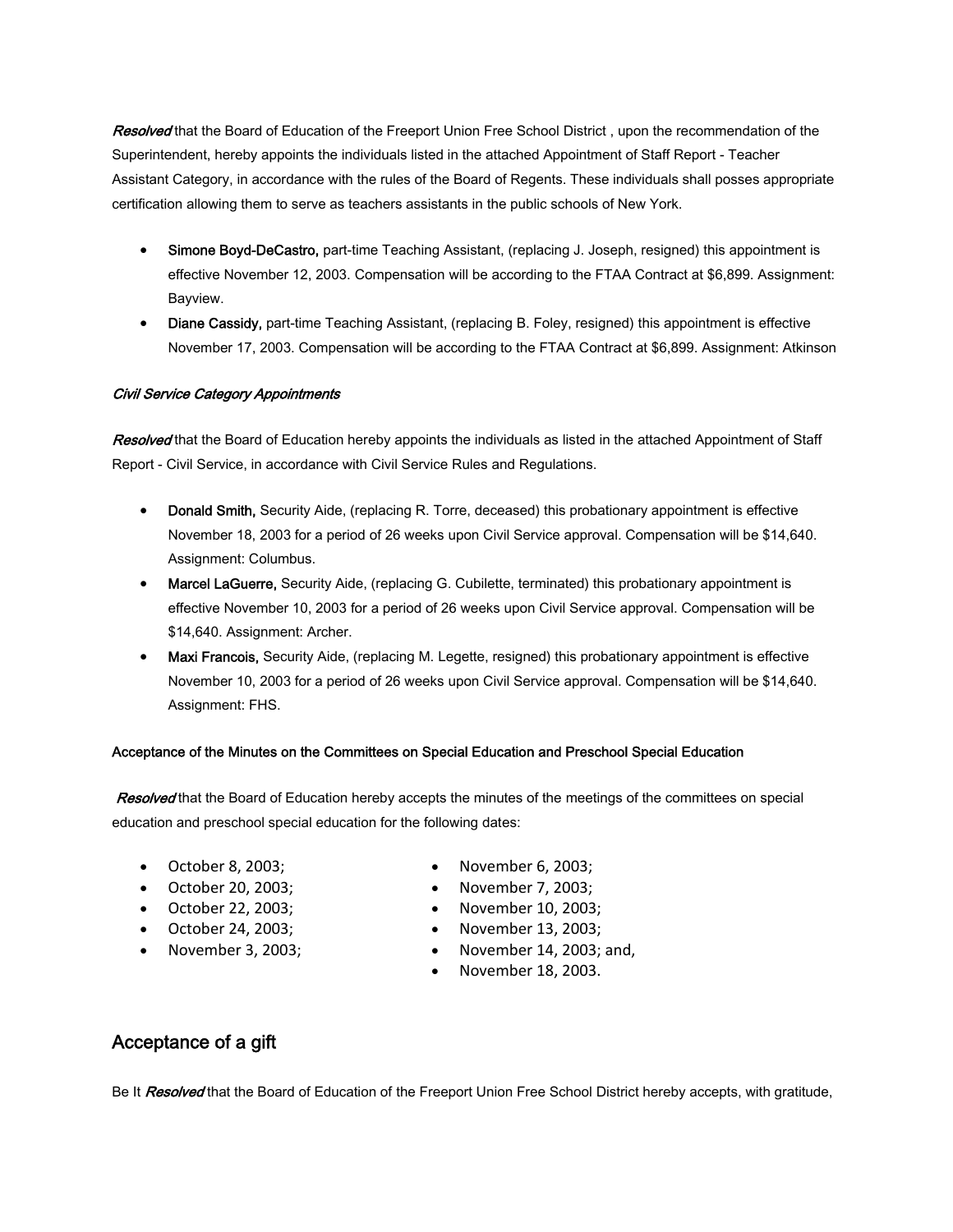***Resolved*** that the Board of Education of the Freeport Union Free School District , upon the recommendation of the Superintendent, hereby appoints the individuals listed in the attached Appointment of Staff Report - Teacher Assistant Category, in accordance with the rules of the Board of Regents. These individuals shall posses appropriate certification allowing them to serve as teachers assistants in the public schools of New York.

- **Simone Boyd-DeCastro,** part-time Teaching Assistant, (replacing J. Joseph, resigned) this appointment is effective November 12, 2003. Compensation will be according to the FTAA Contract at $6,899. Assignment: Bayview.
- **Diane Cassidy,** part-time Teaching Assistant, (replacing B. Foley, resigned) this appointment is effective November 17, 2003. Compensation will be according to the FTAA Contract at $6,899. Assignment: Atkinson

*Civil Service Category Appointments*

***Resolved*** that the Board of Education hereby appoints the individuals as listed in the attached Appointment of Staff Report - Civil Service, in accordance with Civil Service Rules and Regulations.

- **Donald Smith,** Security Aide, (replacing R. Torre, deceased) this probationary appointment is effective November 18, 2003 for a period of 26 weeks upon Civil Service approval. Compensation will be $14,640. Assignment: Columbus.
- **Marcel LaGuerre,** Security Aide, (replacing G. Cubilette, terminated) this probationary appointment is effective November 10, 2003 for a period of 26 weeks upon Civil Service approval. Compensation will be $14,640. Assignment: Archer.
- **Maxi Francois,** Security Aide, (replacing M. Legette, resigned) this probationary appointment is effective November 10, 2003 for a period of 26 weeks upon Civil Service approval. Compensation will be $14,640. Assignment: FHS.

Acceptance of the Minutes on the Committees on Special Education and Preschool Special Education

***Resolved*** that the Board of Education hereby accepts the minutes of the meetings of the committees on special education and preschool special education for the following dates:

- October 8, 2003;
- October 20, 2003;
- October 22, 2003;
- October 24, 2003;
- November 3, 2003;
- November 6, 2003;
- November 7, 2003;
- November 10, 2003;
- November 13, 2003;
- November 14, 2003; and,
- November 18, 2003.

## Acceptance of a gift

Be It ***Resolved*** that the Board of Education of the Freeport Union Free School District hereby accepts, with gratitude,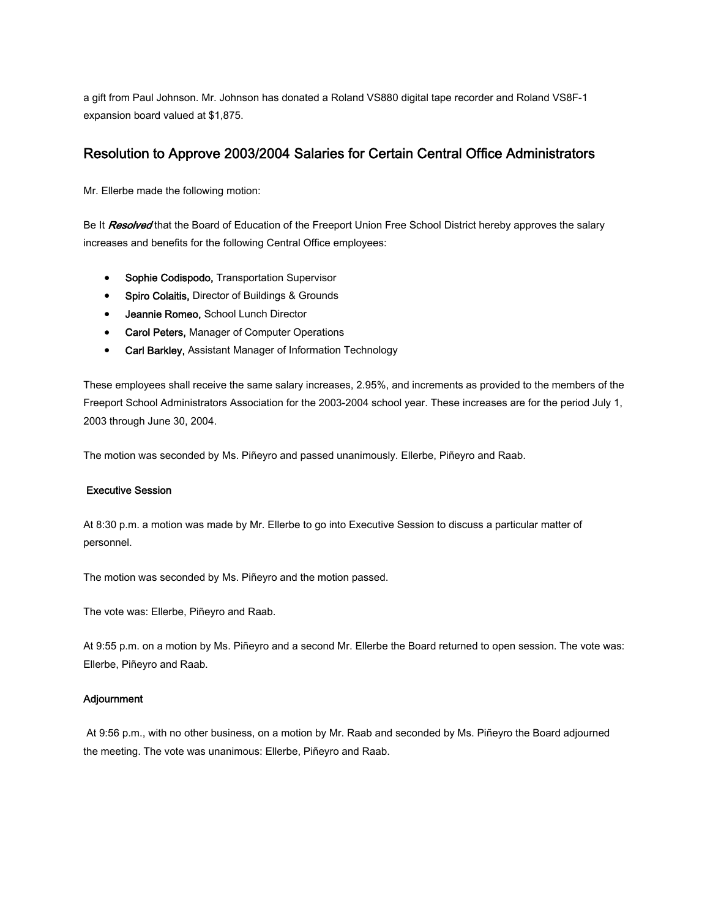a gift from Paul Johnson. Mr. Johnson has donated a Roland VS880 digital tape recorder and Roland VS8F-1 expansion board valued at $1,875.

## Resolution to Approve 2003/2004 Salaries for Certain Central Office Administrators

Mr. Ellerbe made the following motion:

Be It ***Resolved*** that the Board of Education of the Freeport Union Free School District hereby approves the salary increases and benefits for the following Central Office employees:

- **Sophie Codispodo,** Transportation Supervisor
- **Spiro Colaitis,** Director of Buildings & Grounds
- **Jeannie Romeo,** School Lunch Director
- **Carol Peters,** Manager of Computer Operations
- **Carl Barkley,** Assistant Manager of Information Technology

These employees shall receive the same salary increases, 2.95%, and increments as provided to the members of the Freeport School Administrators Association for the 2003-2004 school year. These increases are for the period July 1, 2003 through June 30, 2004.

The motion was seconded by Ms. Piñeyro and passed unanimously. Ellerbe, Piñeyro and Raab.

**Executive Session**

At 8:30 p.m. a motion was made by Mr. Ellerbe to go into Executive Session to discuss a particular matter of personnel.

The motion was seconded by Ms. Piñeyro and the motion passed.

The vote was: Ellerbe, Piñeyro and Raab.

At 9:55 p.m. on a motion by Ms. Piñeyro and a second Mr. Ellerbe the Board returned to open session. The vote was: Ellerbe, Piñeyro and Raab.

**Adjournment**

At 9:56 p.m., with no other business, on a motion by Mr. Raab and seconded by Ms. Piñeyro the Board adjourned the meeting. The vote was unanimous: Ellerbe, Piñeyro and Raab.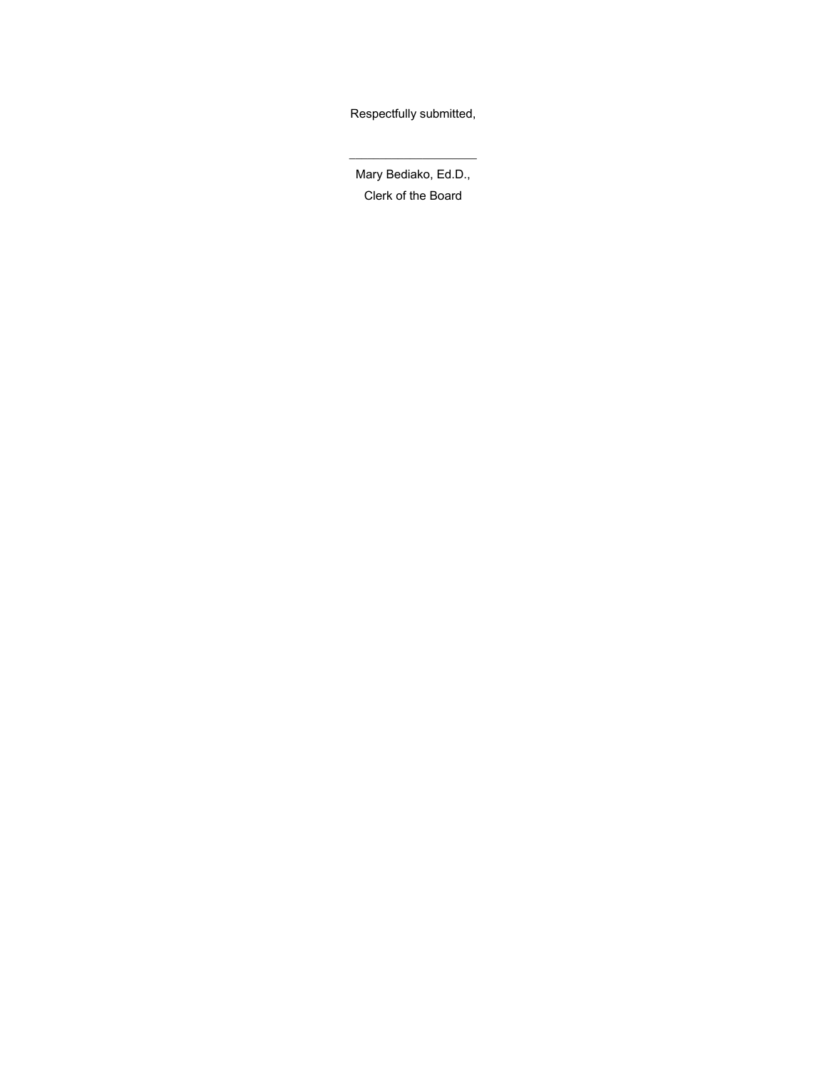Respectfully submitted,

\_\_\_\_\_\_\_\_\_\_\_\_\_\_\_\_\_\_\_\_\_\_\_\_

Mary Bediako, Ed.D.,

Clerk of the Board